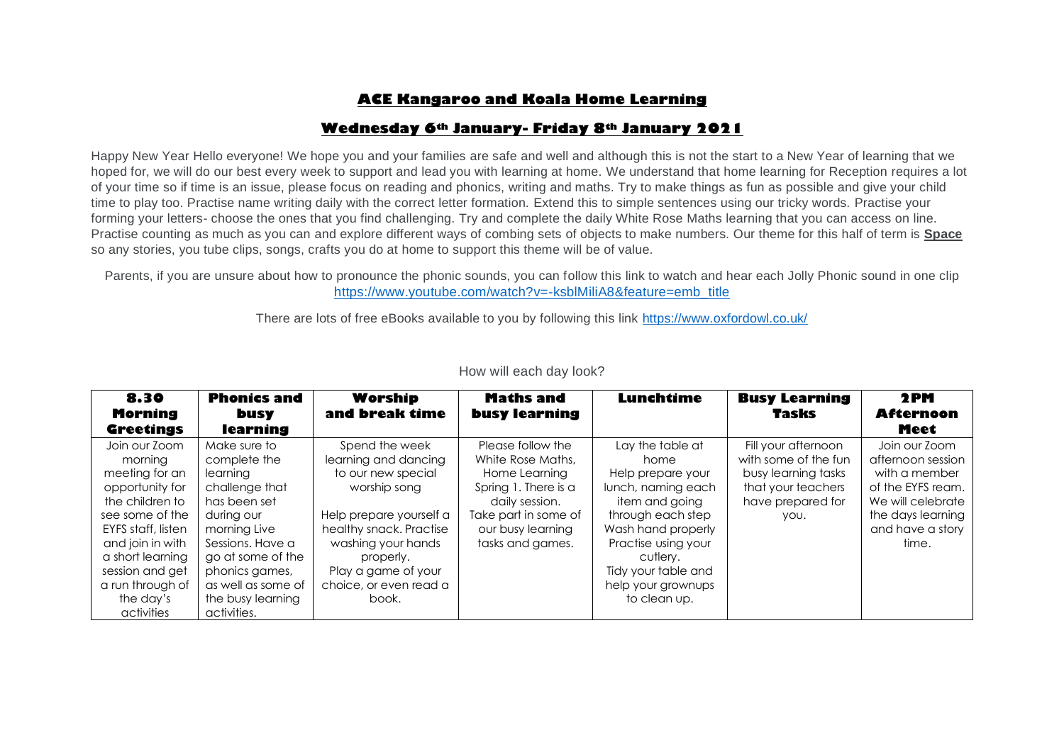## ACE Kangaroo and Koala Home Learning

## Wednesday 6th January- Friday 8th January 2021

Happy New Year Hello everyone! We hope you and your families are safe and well and although this is not the start to a New Year of learning that we hoped for, we will do our best every week to support and lead you with learning at home. We understand that home learning for Reception requires a lot of your time so if time is an issue, please focus on reading and phonics, writing and maths. Try to make things as fun as possible and give your child time to play too. Practise name writing daily with the correct letter formation. Extend this to simple sentences using our tricky words. Practise your forming your letters- choose the ones that you find challenging. Try and complete the daily White Rose Maths learning that you can access on line. Practise counting as much as you can and explore different ways of combing sets of objects to make numbers. Our theme for this half of term is **Space** so any stories, you tube clips, songs, crafts you do at home to support this theme will be of value.

Parents, if you are unsure about how to pronounce the phonic sounds, you can follow this link to watch and hear each Jolly Phonic sound in one clip https://www.youtube.com/watch?v=-ksblMiliA8&feature=emb_title

There are lots of free eBooks available to you by following this link https://www.oxfordowl.co.uk/

How will each day look?

| 8.30 Morning Greetings | Phonics and busy learning | Worship and break time | Maths and busy learning | Lunchtime | Busy Learning Tasks | 2PM Afternoon Meet |
|---|---|---|---|---|---|---|
| Join our Zoom morning meeting for an opportunity for the children to see some of the EYFS staff, listen and join in with a short learning session and get a run through of the day's activities | Make sure to complete the learning challenge that has been set during our morning Live Sessions. Have a go at some of the phonics games, as well as some of the busy learning activities. | Spend the week learning and dancing to our new special worship song<br><br>Help prepare yourself a healthy snack. Practise washing your hands properly.<br>Play a game of your choice, or even read a book. | Please follow the White Rose Maths, Home Learning Spring 1. There is a daily session.<br>Take part in some of our busy learning tasks and games. | Lay the table at home<br>Help prepare your lunch, naming each item and going through each step<br>Wash hand properly<br>Practise using your cutlery.<br>Tidy your table and help your grownups to clean up. | Fill your afternoon with some of the fun busy learning tasks that your teachers have prepared for you. | Join our Zoom afternoon session with a member of the EYFS ream. We will celebrate the days learning and have a story time. |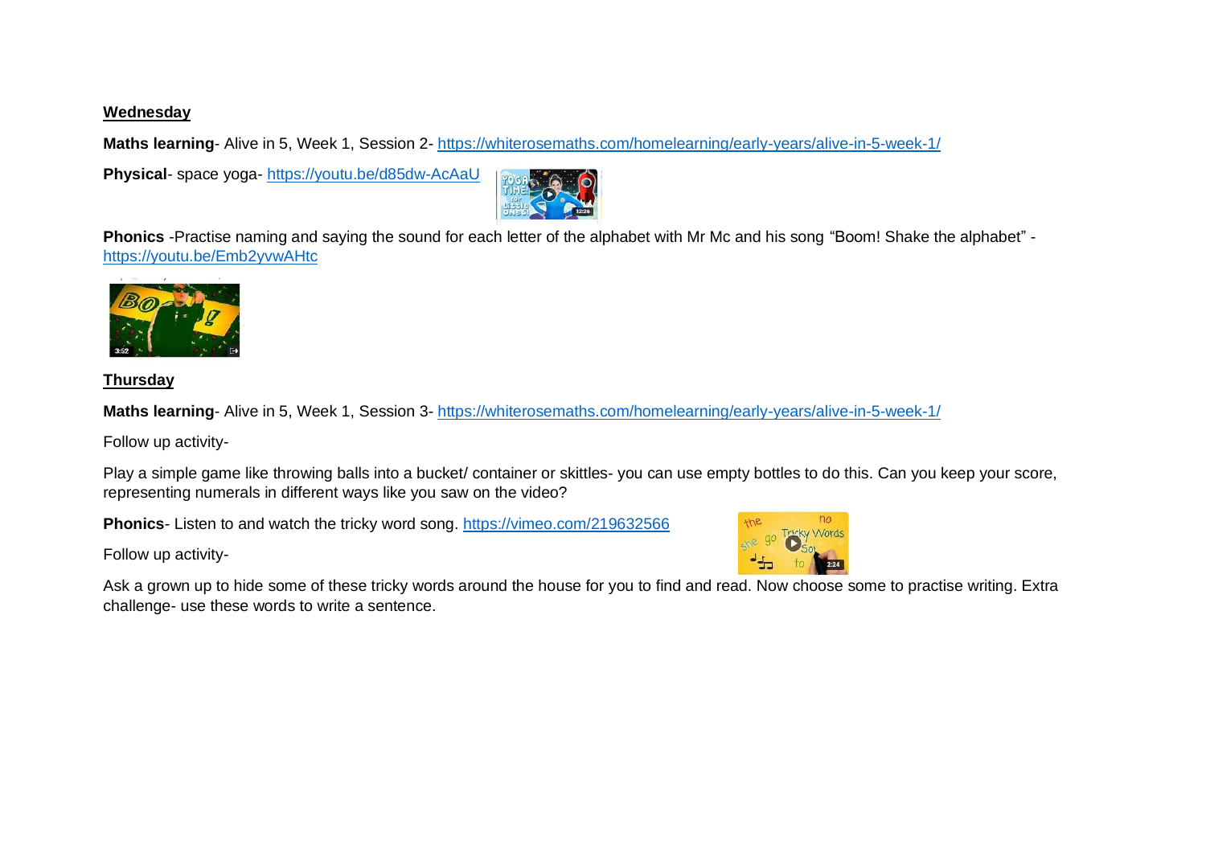**Wednesday**

**Maths learning**- Alive in 5, Week 1, Session 2- https://whiterosemaths.com/homelearning/early-years/alive-in-5-week-1/

**Physical**- space yoga- https://youtu.be/d85dw-AcAaU

**Phonics** -Practise naming and saying the sound for each letter of the alphabet with Mr Mc and his song "Boom! Shake the alphabet" - https://youtu.be/Emb2yvwAHtc

**Thursday**

**Maths learning**- Alive in 5, Week 1, Session 3- https://whiterosemaths.com/homelearning/early-years/alive-in-5-week-1/

Follow up activity-

Play a simple game like throwing balls into a bucket/ container or skittles- you can use empty bottles to do this. Can you keep your score, representing numerals in different ways like you saw on the video?

**Phonics**- Listen to and watch the tricky word song. https://vimeo.com/219632566

Follow up activity-

Ask a grown up to hide some of these tricky words around the house for you to find and read. Now choose some to practise writing. Extra challenge- use these words to write a sentence.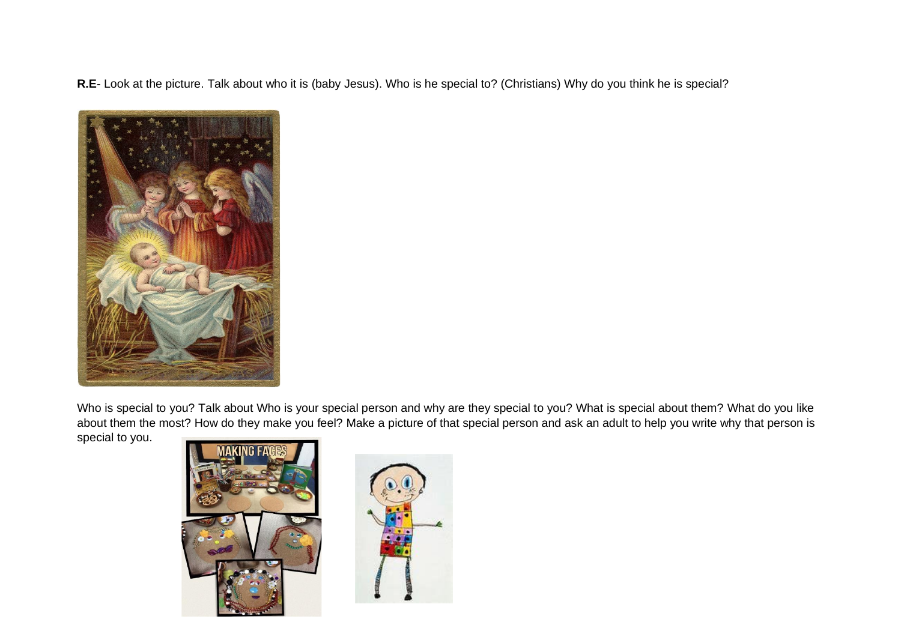**R.E**- Look at the picture. Talk about who it is (baby Jesus). Who is he special to? (Christians) Why do you think he is special?

Who is special to you? Talk about Who is your special person and why are they special to you? What is special about them? What do you like about them the most? How do they make you feel? Make a picture of that special person and ask an adult to help you write why that person is special to you.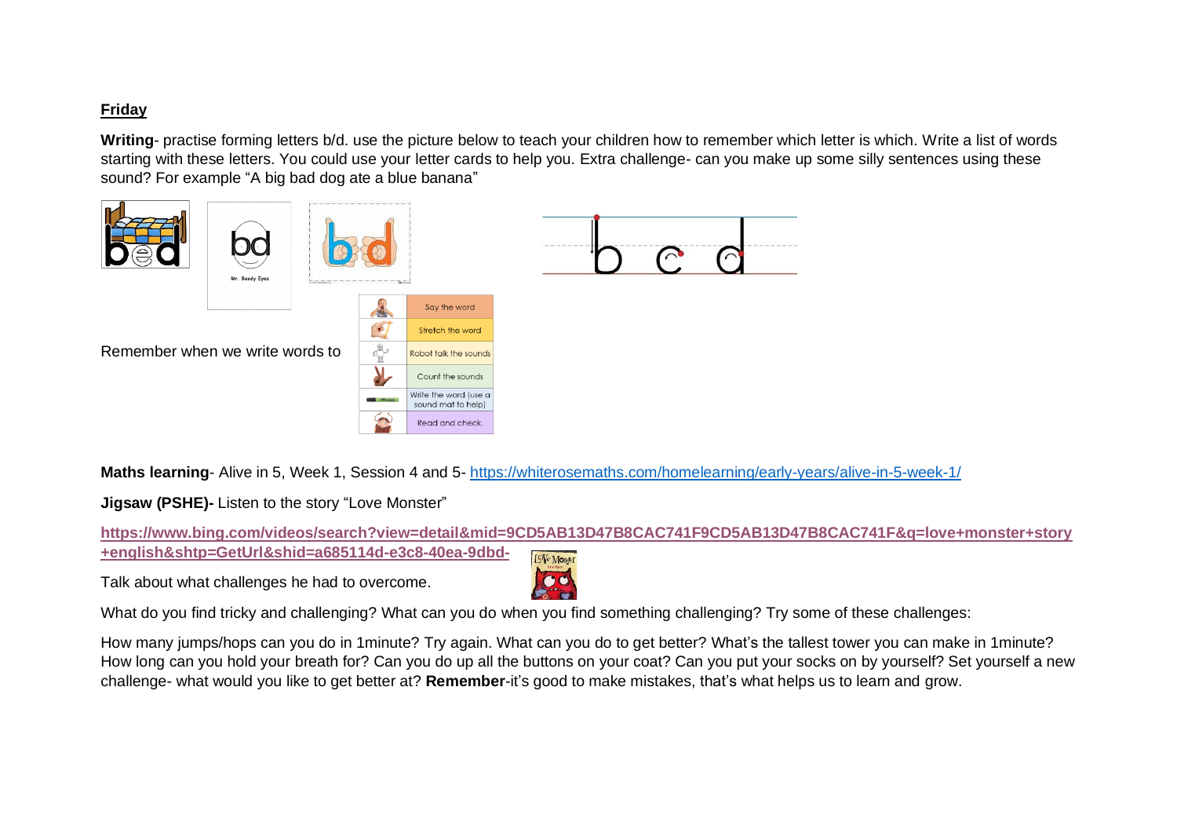**Friday**

**Writing**- practise forming letters b/d. use the picture below to teach your children how to remember which letter is which. Write a list of words starting with these letters. You could use your letter cards to help you. Extra challenge- can you make up some silly sentences using these sound? For example "A big bad dog ate a blue banana"

Remember when we write words to

| | |
|---|---|
| | Say the word |
| | Stretch the word |
| | Robot talk the sounds |
| | Count the sounds |
| | Write the word (use a sound mat to help) |
| | Read and check. |

**Maths learning**- Alive in 5, Week 1, Session 4 and 5- https://whiterosemaths.com/homelearning/early-years/alive-in-5-week-1/

**Jigsaw (PSHE)-** Listen to the story "Love Monster"

**https://www.bing.com/videos/search?view=detail&mid=9CD5AB13D47B8CAC741F9CD5AB13D47B8CAC741F&q=love+monster+story+english&shtp=GetUrl&shid=a685114d-e3c8-40ea-9dbd-**

Talk about what challenges he had to overcome.

What do you find tricky and challenging? What can you do when you find something challenging? Try some of these challenges:

How many jumps/hops can you do in 1minute? Try again. What can you do to get better? What's the tallest tower you can make in 1minute? How long can you hold your breath for? Can you do up all the buttons on your coat? Can you put your socks on by yourself? Set yourself a new challenge- what would you like to get better at? **Remember**-it's good to make mistakes, that's what helps us to learn and grow.